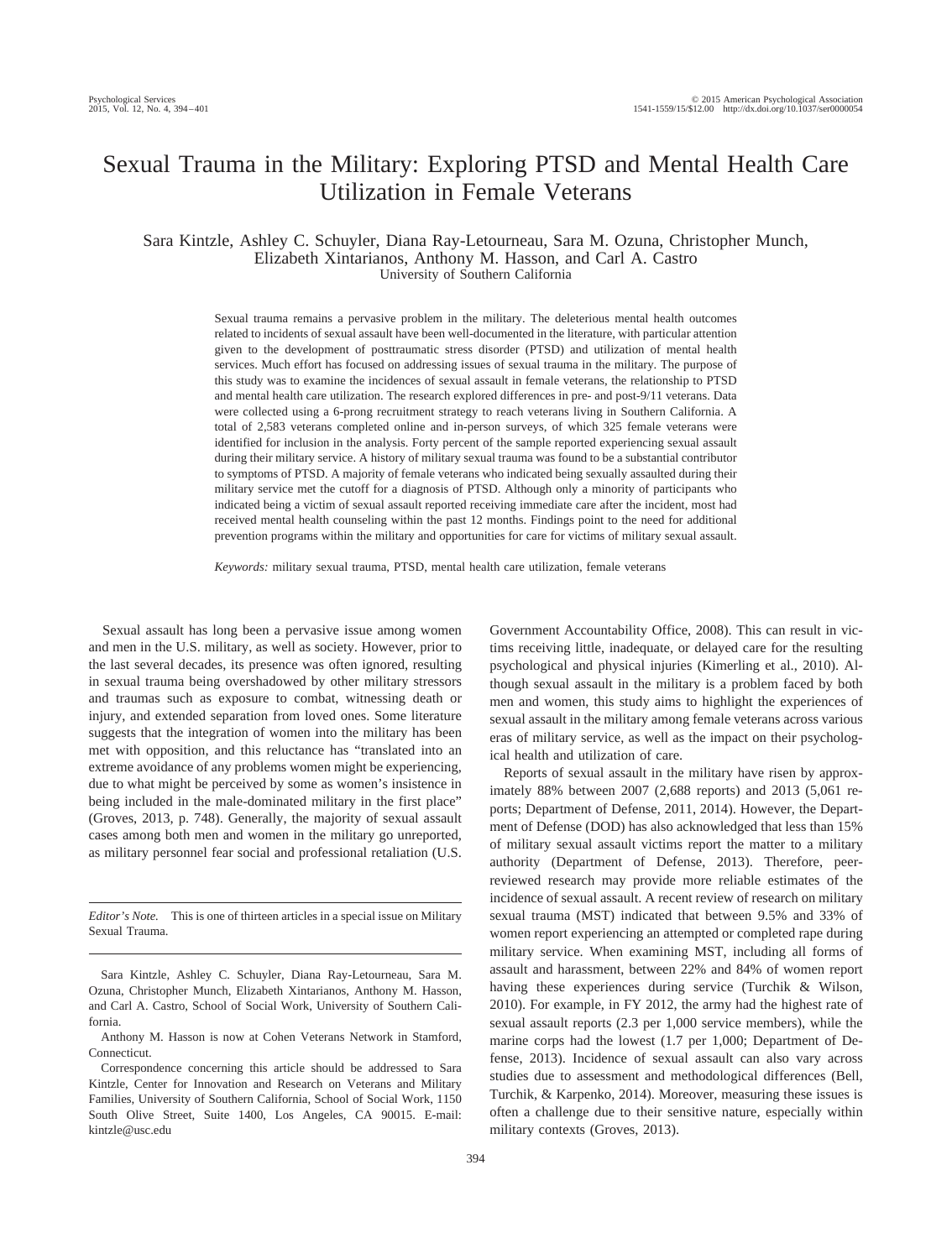# Sexual Trauma in the Military: Exploring PTSD and Mental Health Care Utilization in Female Veterans

Sara Kintzle, Ashley C. Schuyler, Diana Ray-Letourneau, Sara M. Ozuna, Christopher Munch, Elizabeth Xintarianos, Anthony M. Hasson, and Carl A. Castro
University of Southern California

Sexual trauma remains a pervasive problem in the military. The deleterious mental health outcomes related to incidents of sexual assault have been well-documented in the literature, with particular attention given to the development of posttraumatic stress disorder (PTSD) and utilization of mental health services. Much effort has focused on addressing issues of sexual trauma in the military. The purpose of this study was to examine the incidences of sexual assault in female veterans, the relationship to PTSD and mental health care utilization. The research explored differences in pre- and post-9/11 veterans. Data were collected using a 6-prong recruitment strategy to reach veterans living in Southern California. A total of 2,583 veterans completed online and in-person surveys, of which 325 female veterans were identified for inclusion in the analysis. Forty percent of the sample reported experiencing sexual assault during their military service. A history of military sexual trauma was found to be a substantial contributor to symptoms of PTSD. A majority of female veterans who indicated being sexually assaulted during their military service met the cutoff for a diagnosis of PTSD. Although only a minority of participants who indicated being a victim of sexual assault reported receiving immediate care after the incident, most had received mental health counseling within the past 12 months. Findings point to the need for additional prevention programs within the military and opportunities for care for victims of military sexual assault.

*Keywords:* military sexual trauma, PTSD, mental health care utilization, female veterans

Sexual assault has long been a pervasive issue among women and men in the U.S. military, as well as society. However, prior to the last several decades, its presence was often ignored, resulting in sexual trauma being overshadowed by other military stressors and traumas such as exposure to combat, witnessing death or injury, and extended separation from loved ones. Some literature suggests that the integration of women into the military has been met with opposition, and this reluctance has "translated into an extreme avoidance of any problems women might be experiencing, due to what might be perceived by some as women's insistence in being included in the male-dominated military in the first place" (Groves, 2013, p. 748). Generally, the majority of sexual assault cases among both men and women in the military go unreported, as military personnel fear social and professional retaliation (U.S. Government Accountability Office, 2008). This can result in victims receiving little, inadequate, or delayed care for the resulting psychological and physical injuries (Kimerling et al., 2010). Although sexual assault in the military is a problem faced by both men and women, this study aims to highlight the experiences of sexual assault in the military among female veterans across various eras of military service, as well as the impact on their psychological health and utilization of care.

Reports of sexual assault in the military have risen by approximately 88% between 2007 (2,688 reports) and 2013 (5,061 reports; Department of Defense, 2011, 2014). However, the Department of Defense (DOD) has also acknowledged that less than 15% of military sexual assault victims report the matter to a military authority (Department of Defense, 2013). Therefore, peer-reviewed research may provide more reliable estimates of the incidence of sexual assault. A recent review of research on military sexual trauma (MST) indicated that between 9.5% and 33% of women report experiencing an attempted or completed rape during military service. When examining MST, including all forms of assault and harassment, between 22% and 84% of women report having these experiences during service (Turchik & Wilson, 2010). For example, in FY 2012, the army had the highest rate of sexual assault reports (2.3 per 1,000 service members), while the marine corps had the lowest (1.7 per 1,000; Department of Defense, 2013). Incidence of sexual assault can also vary across studies due to assessment and methodological differences (Bell, Turchik, & Karpenko, 2014). Moreover, measuring these issues is often a challenge due to their sensitive nature, especially within military contexts (Groves, 2013).

*Editor's Note.* This is one of thirteen articles in a special issue on Military Sexual Trauma.

Sara Kintzle, Ashley C. Schuyler, Diana Ray-Letourneau, Sara M. Ozuna, Christopher Munch, Elizabeth Xintarianos, Anthony M. Hasson, and Carl A. Castro, School of Social Work, University of Southern California.

Anthony M. Hasson is now at Cohen Veterans Network in Stamford, Connecticut.

Correspondence concerning this article should be addressed to Sara Kintzle, Center for Innovation and Research on Veterans and Military Families, University of Southern California, School of Social Work, 1150 South Olive Street, Suite 1400, Los Angeles, CA 90015. E-mail: kintzle@usc.edu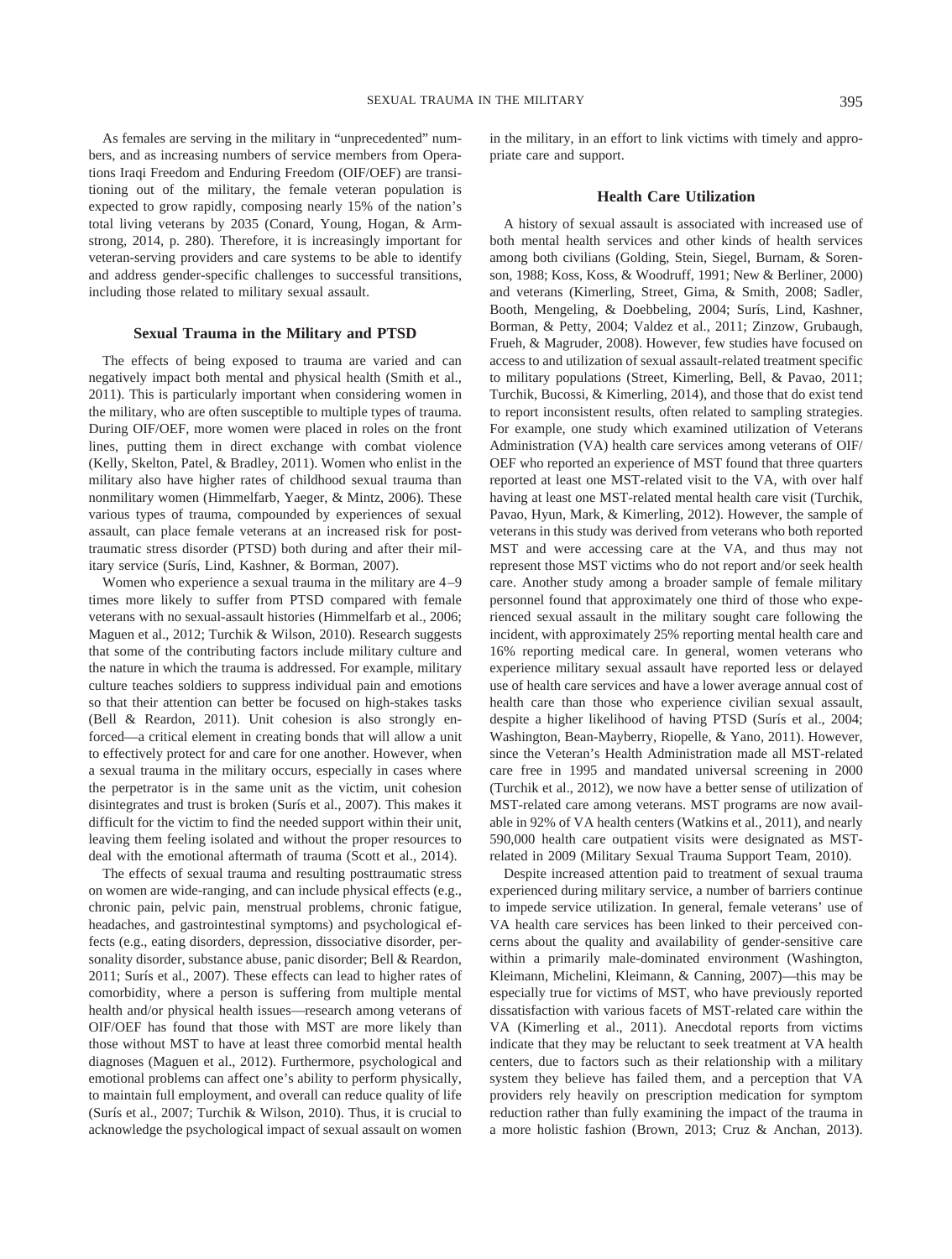As females are serving in the military in "unprecedented" numbers, and as increasing numbers of service members from Operations Iraqi Freedom and Enduring Freedom (OIF/OEF) are transitioning out of the military, the female veteran population is expected to grow rapidly, composing nearly 15% of the nation's total living veterans by 2035 (Conard, Young, Hogan, & Armstrong, 2014, p. 280). Therefore, it is increasingly important for veteran-serving providers and care systems to be able to identify and address gender-specific challenges to successful transitions, including those related to military sexual assault.

## Sexual Trauma in the Military and PTSD

The effects of being exposed to trauma are varied and can negatively impact both mental and physical health (Smith et al., 2011). This is particularly important when considering women in the military, who are often susceptible to multiple types of trauma. During OIF/OEF, more women were placed in roles on the front lines, putting them in direct exchange with combat violence (Kelly, Skelton, Patel, & Bradley, 2011). Women who enlist in the military also have higher rates of childhood sexual trauma than nonmilitary women (Himmelfarb, Yaeger, & Mintz, 2006). These various types of trauma, compounded by experiences of sexual assault, can place female veterans at an increased risk for posttraumatic stress disorder (PTSD) both during and after their military service (Surís, Lind, Kashner, & Borman, 2007).

Women who experience a sexual trauma in the military are 4–9 times more likely to suffer from PTSD compared with female veterans with no sexual-assault histories (Himmelfarb et al., 2006; Maguen et al., 2012; Turchik & Wilson, 2010). Research suggests that some of the contributing factors include military culture and the nature in which the trauma is addressed. For example, military culture teaches soldiers to suppress individual pain and emotions so that their attention can better be focused on high-stakes tasks (Bell & Reardon, 2011). Unit cohesion is also strongly enforced—a critical element in creating bonds that will allow a unit to effectively protect for and care for one another. However, when a sexual trauma in the military occurs, especially in cases where the perpetrator is in the same unit as the victim, unit cohesion disintegrates and trust is broken (Surís et al., 2007). This makes it difficult for the victim to find the needed support within their unit, leaving them feeling isolated and without the proper resources to deal with the emotional aftermath of trauma (Scott et al., 2014).

The effects of sexual trauma and resulting posttraumatic stress on women are wide-ranging, and can include physical effects (e.g., chronic pain, pelvic pain, menstrual problems, chronic fatigue, headaches, and gastrointestinal symptoms) and psychological effects (e.g., eating disorders, depression, dissociative disorder, personality disorder, substance abuse, panic disorder; Bell & Reardon, 2011; Surís et al., 2007). These effects can lead to higher rates of comorbidity, where a person is suffering from multiple mental health and/or physical health issues—research among veterans of OIF/OEF has found that those with MST are more likely than those without MST to have at least three comorbid mental health diagnoses (Maguen et al., 2012). Furthermore, psychological and emotional problems can affect one's ability to perform physically, to maintain full employment, and overall can reduce quality of life (Surís et al., 2007; Turchik & Wilson, 2010). Thus, it is crucial to acknowledge the psychological impact of sexual assault on women in the military, in an effort to link victims with timely and appropriate care and support.

## Health Care Utilization

A history of sexual assault is associated with increased use of both mental health services and other kinds of health services among both civilians (Golding, Stein, Siegel, Burnam, & Sorenson, 1988; Koss, Koss, & Woodruff, 1991; New & Berliner, 2000) and veterans (Kimerling, Street, Gima, & Smith, 2008; Sadler, Booth, Mengeling, & Doebbeling, 2004; Surís, Lind, Kashner, Borman, & Petty, 2004; Valdez et al., 2011; Zinzow, Grubaugh, Frueh, & Magruder, 2008). However, few studies have focused on access to and utilization of sexual assault-related treatment specific to military populations (Street, Kimerling, Bell, & Pavao, 2011; Turchik, Bucossi, & Kimerling, 2014), and those that do exist tend to report inconsistent results, often related to sampling strategies. For example, one study which examined utilization of Veterans Administration (VA) health care services among veterans of OIF/OEF who reported an experience of MST found that three quarters reported at least one MST-related visit to the VA, with over half having at least one MST-related mental health care visit (Turchik, Pavao, Hyun, Mark, & Kimerling, 2012). However, the sample of veterans in this study was derived from veterans who both reported MST and were accessing care at the VA, and thus may not represent those MST victims who do not report and/or seek health care. Another study among a broader sample of female military personnel found that approximately one third of those who experienced sexual assault in the military sought care following the incident, with approximately 25% reporting mental health care and 16% reporting medical care. In general, women veterans who experience military sexual assault have reported less or delayed use of health care services and have a lower average annual cost of health care than those who experience civilian sexual assault, despite a higher likelihood of having PTSD (Surís et al., 2004; Washington, Bean-Mayberry, Riopelle, & Yano, 2011). However, since the Veteran's Health Administration made all MST-related care free in 1995 and mandated universal screening in 2000 (Turchik et al., 2012), we now have a better sense of utilization of MST-related care among veterans. MST programs are now available in 92% of VA health centers (Watkins et al., 2011), and nearly 590,000 health care outpatient visits were designated as MST-related in 2009 (Military Sexual Trauma Support Team, 2010).

Despite increased attention paid to treatment of sexual trauma experienced during military service, a number of barriers continue to impede service utilization. In general, female veterans' use of VA health care services has been linked to their perceived concerns about the quality and availability of gender-sensitive care within a primarily male-dominated environment (Washington, Kleimann, Michelini, Kleimann, & Canning, 2007)—this may be especially true for victims of MST, who have previously reported dissatisfaction with various facets of MST-related care within the VA (Kimerling et al., 2011). Anecdotal reports from victims indicate that they may be reluctant to seek treatment at VA health centers, due to factors such as their relationship with a military system they believe has failed them, and a perception that VA providers rely heavily on prescription medication for symptom reduction rather than fully examining the impact of the trauma in a more holistic fashion (Brown, 2013; Cruz & Anchan, 2013).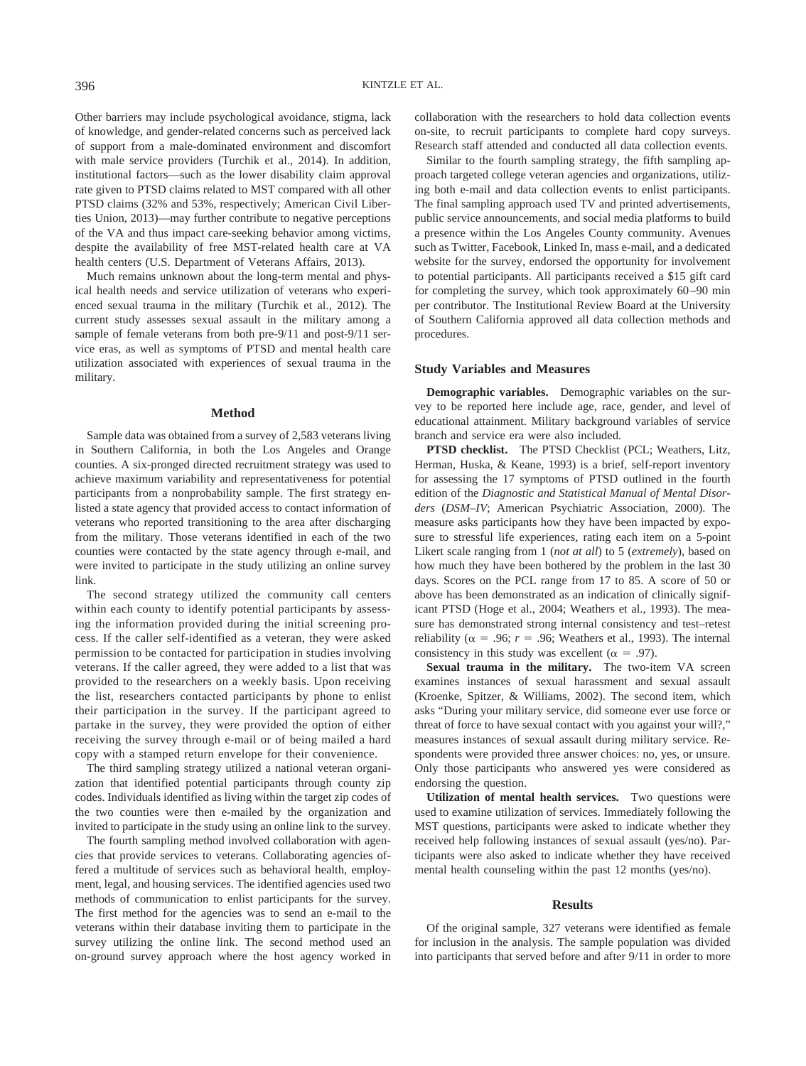Other barriers may include psychological avoidance, stigma, lack of knowledge, and gender-related concerns such as perceived lack of support from a male-dominated environment and discomfort with male service providers (Turchik et al., 2014). In addition, institutional factors—such as the lower disability claim approval rate given to PTSD claims related to MST compared with all other PTSD claims (32% and 53%, respectively; American Civil Liberties Union, 2013)—may further contribute to negative perceptions of the VA and thus impact care-seeking behavior among victims, despite the availability of free MST-related health care at VA health centers (U.S. Department of Veterans Affairs, 2013).

Much remains unknown about the long-term mental and physical health needs and service utilization of veterans who experienced sexual trauma in the military (Turchik et al., 2012). The current study assesses sexual assault in the military among a sample of female veterans from both pre-9/11 and post-9/11 service eras, as well as symptoms of PTSD and mental health care utilization associated with experiences of sexual trauma in the military.

## Method

Sample data was obtained from a survey of 2,583 veterans living in Southern California, in both the Los Angeles and Orange counties. A six-pronged directed recruitment strategy was used to achieve maximum variability and representativeness for potential participants from a nonprobability sample. The first strategy enlisted a state agency that provided access to contact information of veterans who reported transitioning to the area after discharging from the military. Those veterans identified in each of the two counties were contacted by the state agency through e-mail, and were invited to participate in the study utilizing an online survey link.

The second strategy utilized the community call centers within each county to identify potential participants by assessing the information provided during the initial screening process. If the caller self-identified as a veteran, they were asked permission to be contacted for participation in studies involving veterans. If the caller agreed, they were added to a list that was provided to the researchers on a weekly basis. Upon receiving the list, researchers contacted participants by phone to enlist their participation in the survey. If the participant agreed to partake in the survey, they were provided the option of either receiving the survey through e-mail or of being mailed a hard copy with a stamped return envelope for their convenience.

The third sampling strategy utilized a national veteran organization that identified potential participants through county zip codes. Individuals identified as living within the target zip codes of the two counties were then e-mailed by the organization and invited to participate in the study using an online link to the survey.

The fourth sampling method involved collaboration with agencies that provide services to veterans. Collaborating agencies offered a multitude of services such as behavioral health, employment, legal, and housing services. The identified agencies used two methods of communication to enlist participants for the survey. The first method for the agencies was to send an e-mail to the veterans within their database inviting them to participate in the survey utilizing the online link. The second method used an on-ground survey approach where the host agency worked in collaboration with the researchers to hold data collection events on-site, to recruit participants to complete hard copy surveys. Research staff attended and conducted all data collection events.

Similar to the fourth sampling strategy, the fifth sampling approach targeted college veteran agencies and organizations, utilizing both e-mail and data collection events to enlist participants. The final sampling approach used TV and printed advertisements, public service announcements, and social media platforms to build a presence within the Los Angeles County community. Avenues such as Twitter, Facebook, Linked In, mass e-mail, and a dedicated website for the survey, endorsed the opportunity for involvement to potential participants. All participants received a $15 gift card for completing the survey, which took approximately 60–90 min per contributor. The Institutional Review Board at the University of Southern California approved all data collection methods and procedures.

### Study Variables and Measures

**Demographic variables.** Demographic variables on the survey to be reported here include age, race, gender, and level of educational attainment. Military background variables of service branch and service era were also included.

**PTSD checklist.** The PTSD Checklist (PCL; Weathers, Litz, Herman, Huska, & Keane, 1993) is a brief, self-report inventory for assessing the 17 symptoms of PTSD outlined in the fourth edition of the *Diagnostic and Statistical Manual of Mental Disorders* (*DSM–IV*; American Psychiatric Association, 2000). The measure asks participants how they have been impacted by exposure to stressful life experiences, rating each item on a 5-point Likert scale ranging from 1 (*not at all*) to 5 (*extremely*), based on how much they have been bothered by the problem in the last 30 days. Scores on the PCL range from 17 to 85. A score of 50 or above has been demonstrated as an indication of clinically significant PTSD (Hoge et al., 2004; Weathers et al., 1993). The measure has demonstrated strong internal consistency and test–retest reliability ($\alpha = .96$; $r = .96$; Weathers et al., 1993). The internal consistency in this study was excellent ($\alpha = .97$).

**Sexual trauma in the military.** The two-item VA screen examines instances of sexual harassment and sexual assault (Kroenke, Spitzer, & Williams, 2002). The second item, which asks "During your military service, did someone ever use force or threat of force to have sexual contact with you against your will?," measures instances of sexual assault during military service. Respondents were provided three answer choices: no, yes, or unsure. Only those participants who answered yes were considered as endorsing the question.

**Utilization of mental health services.** Two questions were used to examine utilization of services. Immediately following the MST questions, participants were asked to indicate whether they received help following instances of sexual assault (yes/no). Participants were also asked to indicate whether they have received mental health counseling within the past 12 months (yes/no).

## Results

Of the original sample, 327 veterans were identified as female for inclusion in the analysis. The sample population was divided into participants that served before and after 9/11 in order to more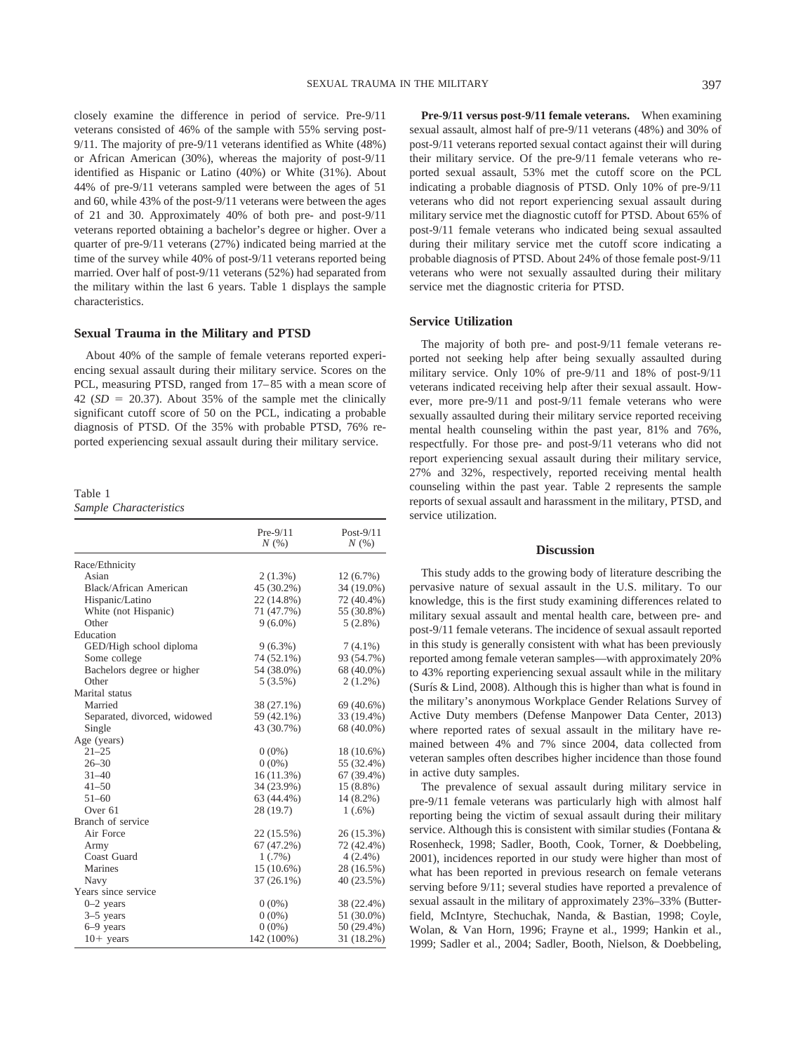closely examine the difference in period of service. Pre-9/11 veterans consisted of 46% of the sample with 55% serving post-9/11. The majority of pre-9/11 veterans identified as White (48%) or African American (30%), whereas the majority of post-9/11 identified as Hispanic or Latino (40%) or White (31%). About 44% of pre-9/11 veterans sampled were between the ages of 51 and 60, while 43% of the post-9/11 veterans were between the ages of 21 and 30. Approximately 40% of both pre- and post-9/11 veterans reported obtaining a bachelor's degree or higher. Over a quarter of pre-9/11 veterans (27%) indicated being married at the time of the survey while 40% of post-9/11 veterans reported being married. Over half of post-9/11 veterans (52%) had separated from the military within the last 6 years. Table 1 displays the sample characteristics.

### Sexual Trauma in the Military and PTSD

About 40% of the sample of female veterans reported experiencing sexual assault during their military service. Scores on the PCL, measuring PTSD, ranged from 17–85 with a mean score of 42 ($SD = 20.37$). About 35% of the sample met the clinically significant cutoff score of 50 on the PCL, indicating a probable diagnosis of PTSD. Of the 35% with probable PTSD, 76% reported experiencing sexual assault during their military service.

Table 1
*Sample Characteristics*

| | Pre-9/11 N (%) | Post-9/11 N (%) |
|---|---|---|
| Race/Ethnicity | | |
| Asian | 2 (1.3%) | 12 (6.7%) |
| Black/African American | 45 (30.2%) | 34 (19.0%) |
| Hispanic/Latino | 22 (14.8%) | 72 (40.4%) |
| White (not Hispanic) | 71 (47.7%) | 55 (30.8%) |
| Other | 9 (6.0%) | 5 (2.8%) |
| Education | | |
| GED/High school diploma | 9 (6.3%) | 7 (4.1%) |
| Some college | 74 (52.1%) | 93 (54.7%) |
| Bachelors degree or higher | 54 (38.0%) | 68 (40.0%) |
| Other | 5 (3.5%) | 2 (1.2%) |
| Marital status | | |
| Married | 38 (27.1%) | 69 (40.6%) |
| Separated, divorced, widowed | 59 (42.1%) | 33 (19.4%) |
| Single | 43 (30.7%) | 68 (40.0%) |
| Age (years) | | |
| 21–25 | 0 (0%) | 18 (10.6%) |
| 26–30 | 0 (0%) | 55 (32.4%) |
| 31–40 | 16 (11.3%) | 67 (39.4%) |
| 41–50 | 34 (23.9%) | 15 (8.8%) |
| 51–60 | 63 (44.4%) | 14 (8.2%) |
| Over 61 | 28 (19.7) | 1 (.6%) |
| Branch of service | | |
| Air Force | 22 (15.5%) | 26 (15.3%) |
| Army | 67 (47.2%) | 72 (42.4%) |
| Coast Guard | 1 (.7%) | 4 (2.4%) |
| Marines | 15 (10.6%) | 28 (16.5%) |
| Navy | 37 (26.1%) | 40 (23.5%) |
| Years since service | | |
| 0–2 years | 0 (0%) | 38 (22.4%) |
| 3–5 years | 0 (0%) | 51 (30.0%) |
| 6–9 years | 0 (0%) | 50 (29.4%) |
| 10+ years | 142 (100%) | 31 (18.2%) |

**Pre-9/11 versus post-9/11 female veterans.** When examining sexual assault, almost half of pre-9/11 veterans (48%) and 30% of post-9/11 veterans reported sexual contact against their will during their military service. Of the pre-9/11 female veterans who reported sexual assault, 53% met the cutoff score on the PCL indicating a probable diagnosis of PTSD. Only 10% of pre-9/11 veterans who did not report experiencing sexual assault during military service met the diagnostic cutoff for PTSD. About 65% of post-9/11 female veterans who indicated being sexual assaulted during their military service met the cutoff score indicating a probable diagnosis of PTSD. About 24% of those female post-9/11 veterans who were not sexually assaulted during their military service met the diagnostic criteria for PTSD.

### Service Utilization

The majority of both pre- and post-9/11 female veterans reported not seeking help after being sexually assaulted during military service. Only 10% of pre-9/11 and 18% of post-9/11 veterans indicated receiving help after their sexual assault. However, more pre-9/11 and post-9/11 female veterans who were sexually assaulted during their military service reported receiving mental health counseling within the past year, 81% and 76%, respectfully. For those pre- and post-9/11 veterans who did not report experiencing sexual assault during their military service, 27% and 32%, respectively, reported receiving mental health counseling within the past year. Table 2 represents the sample reports of sexual assault and harassment in the military, PTSD, and service utilization.

## Discussion

This study adds to the growing body of literature describing the pervasive nature of sexual assault in the U.S. military. To our knowledge, this is the first study examining differences related to military sexual assault and mental health care, between pre- and post-9/11 female veterans. The incidence of sexual assault reported in this study is generally consistent with what has been previously reported among female veteran samples—with approximately 20% to 43% reporting experiencing sexual assault while in the military (Surís & Lind, 2008). Although this is higher than what is found in the military's anonymous Workplace Gender Relations Survey of Active Duty members (Defense Manpower Data Center, 2013) where reported rates of sexual assault in the military have remained between 4% and 7% since 2004, data collected from veteran samples often describes higher incidence than those found in active duty samples.

The prevalence of sexual assault during military service in pre-9/11 female veterans was particularly high with almost half reporting being the victim of sexual assault during their military service. Although this is consistent with similar studies (Fontana & Rosenheck, 1998; Sadler, Booth, Cook, Torner, & Doebbeling, 2001), incidences reported in our study were higher than most of what has been reported in previous research on female veterans serving before 9/11; several studies have reported a prevalence of sexual assault in the military of approximately 23%–33% (Butterfield, McIntyre, Stechuchak, Nanda, & Bastian, 1998; Coyle, Wolan, & Van Horn, 1996; Frayne et al., 1999; Hankin et al., 1999; Sadler et al., 2004; Sadler, Booth, Nielson, & Doebbeling,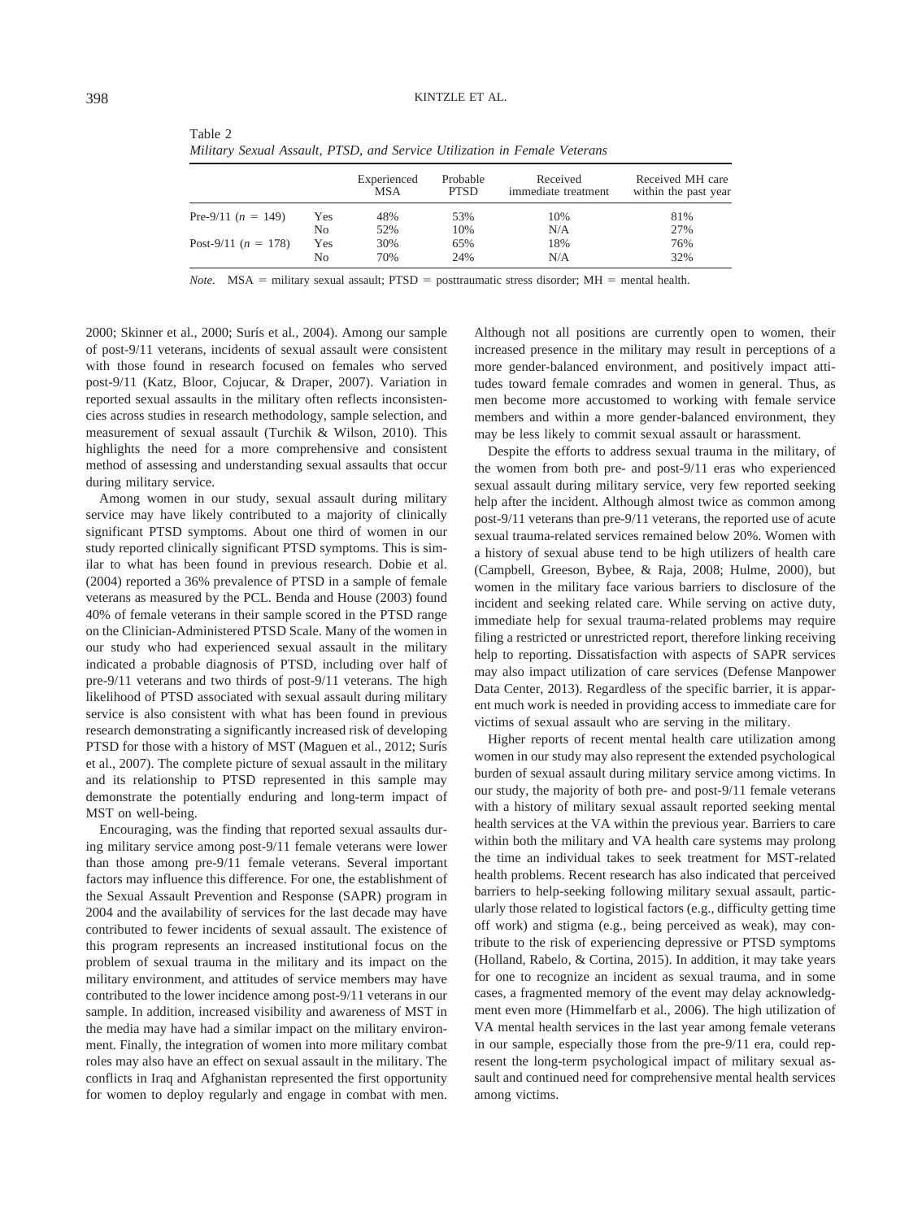Table 2
*Military Sexual Assault, PTSD, and Service Utilization in Female Veterans*

| | | Experienced MSA | Probable PTSD | Received immediate treatment | Received MH care within the past year |
|---|---|---|---|---|---|
| Pre-9/11 ($n$ = 149) | Yes | 48% | 53% | 10% | 81% |
| | No | 52% | 10% | N/A | 27% |
| Post-9/11 ($n$ = 178) | Yes | 30% | 65% | 18% | 76% |
| | No | 70% | 24% | N/A | 32% |

*Note.* MSA = military sexual assault; PTSD = posttraumatic stress disorder; MH = mental health.

2000; Skinner et al., 2000; Surís et al., 2004). Among our sample of post-9/11 veterans, incidents of sexual assault were consistent with those found in research focused on females who served post-9/11 (Katz, Bloor, Cojucar, & Draper, 2007). Variation in reported sexual assaults in the military often reflects inconsistencies across studies in research methodology, sample selection, and measurement of sexual assault (Turchik & Wilson, 2010). This highlights the need for a more comprehensive and consistent method of assessing and understanding sexual assaults that occur during military service.

Among women in our study, sexual assault during military service may have likely contributed to a majority of clinically significant PTSD symptoms. About one third of women in our study reported clinically significant PTSD symptoms. This is similar to what has been found in previous research. Dobie et al. (2004) reported a 36% prevalence of PTSD in a sample of female veterans as measured by the PCL. Benda and House (2003) found 40% of female veterans in their sample scored in the PTSD range on the Clinician-Administered PTSD Scale. Many of the women in our study who had experienced sexual assault in the military indicated a probable diagnosis of PTSD, including over half of pre-9/11 veterans and two thirds of post-9/11 veterans. The high likelihood of PTSD associated with sexual assault during military service is also consistent with what has been found in previous research demonstrating a significantly increased risk of developing PTSD for those with a history of MST (Maguen et al., 2012; Surís et al., 2007). The complete picture of sexual assault in the military and its relationship to PTSD represented in this sample may demonstrate the potentially enduring and long-term impact of MST on well-being.

Encouraging, was the finding that reported sexual assaults during military service among post-9/11 female veterans were lower than those among pre-9/11 female veterans. Several important factors may influence this difference. For one, the establishment of the Sexual Assault Prevention and Response (SAPR) program in 2004 and the availability of services for the last decade may have contributed to fewer incidents of sexual assault. The existence of this program represents an increased institutional focus on the problem of sexual trauma in the military and its impact on the military environment, and attitudes of service members may have contributed to the lower incidence among post-9/11 veterans in our sample. In addition, increased visibility and awareness of MST in the media may have had a similar impact on the military environment. Finally, the integration of women into more military combat roles may also have an effect on sexual assault in the military. The conflicts in Iraq and Afghanistan represented the first opportunity for women to deploy regularly and engage in combat with men. Although not all positions are currently open to women, their increased presence in the military may result in perceptions of a more gender-balanced environment, and positively impact attitudes toward female comrades and women in general. Thus, as men become more accustomed to working with female service members and within a more gender-balanced environment, they may be less likely to commit sexual assault or harassment.

Despite the efforts to address sexual trauma in the military, of the women from both pre- and post-9/11 eras who experienced sexual assault during military service, very few reported seeking help after the incident. Although almost twice as common among post-9/11 veterans than pre-9/11 veterans, the reported use of acute sexual trauma-related services remained below 20%. Women with a history of sexual abuse tend to be high utilizers of health care (Campbell, Greeson, Bybee, & Raja, 2008; Hulme, 2000), but women in the military face various barriers to disclosure of the incident and seeking related care. While serving on active duty, immediate help for sexual trauma-related problems may require filing a restricted or unrestricted report, therefore linking receiving help to reporting. Dissatisfaction with aspects of SAPR services may also impact utilization of care services (Defense Manpower Data Center, 2013). Regardless of the specific barrier, it is apparent much work is needed in providing access to immediate care for victims of sexual assault who are serving in the military.

Higher reports of recent mental health care utilization among women in our study may also represent the extended psychological burden of sexual assault during military service among victims. In our study, the majority of both pre- and post-9/11 female veterans with a history of military sexual assault reported seeking mental health services at the VA within the previous year. Barriers to care within both the military and VA health care systems may prolong the time an individual takes to seek treatment for MST-related health problems. Recent research has also indicated that perceived barriers to help-seeking following military sexual assault, particularly those related to logistical factors (e.g., difficulty getting time off work) and stigma (e.g., being perceived as weak), may contribute to the risk of experiencing depressive or PTSD symptoms (Holland, Rabelo, & Cortina, 2015). In addition, it may take years for one to recognize an incident as sexual trauma, and in some cases, a fragmented memory of the event may delay acknowledgment even more (Himmelfarb et al., 2006). The high utilization of VA mental health services in the last year among female veterans in our sample, especially those from the pre-9/11 era, could represent the long-term psychological impact of military sexual assault and continued need for comprehensive mental health services among victims.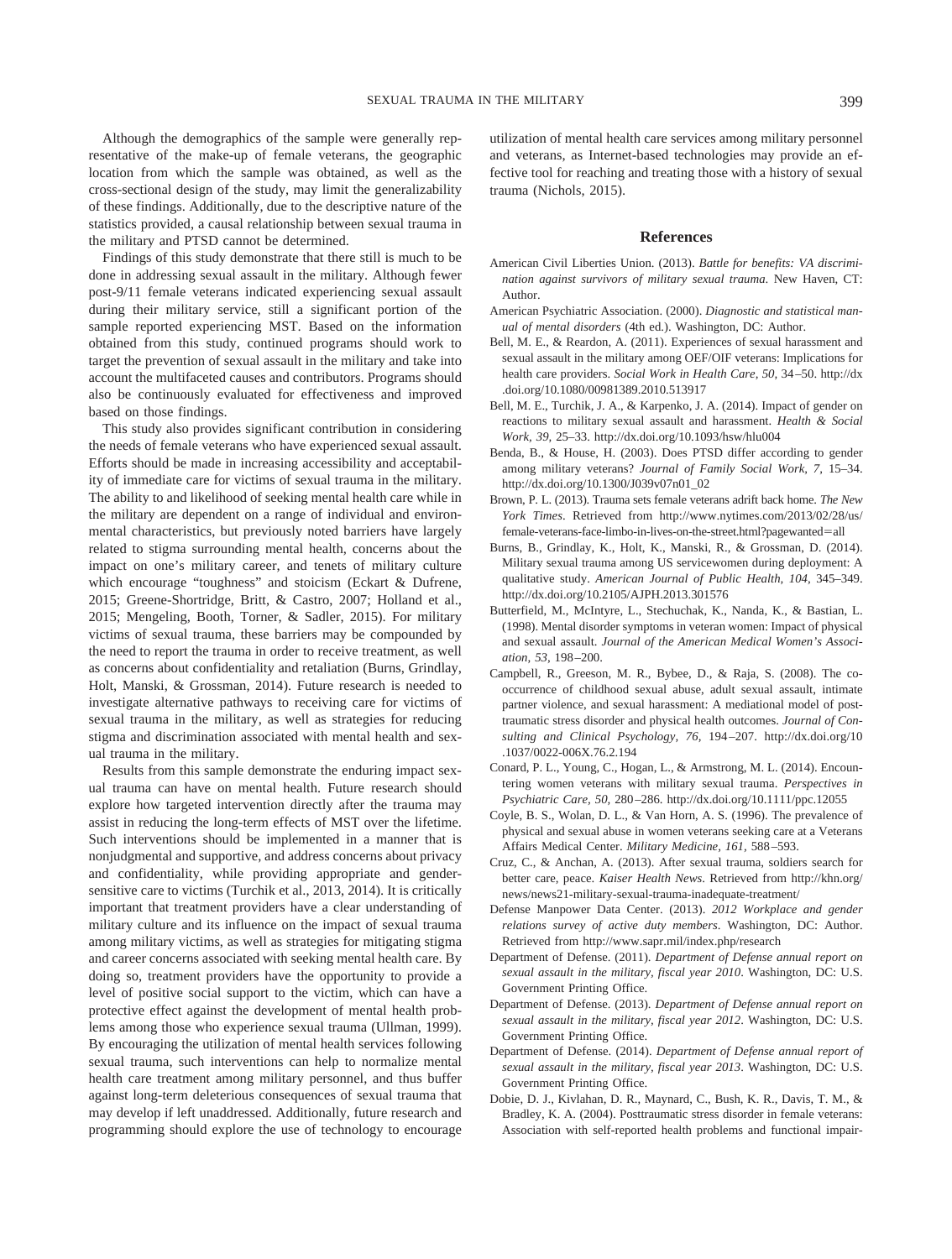Although the demographics of the sample were generally representative of the make-up of female veterans, the geographic location from which the sample was obtained, as well as the cross-sectional design of the study, may limit the generalizability of these findings. Additionally, due to the descriptive nature of the statistics provided, a causal relationship between sexual trauma in the military and PTSD cannot be determined.

Findings of this study demonstrate that there still is much to be done in addressing sexual assault in the military. Although fewer post-9/11 female veterans indicated experiencing sexual assault during their military service, still a significant portion of the sample reported experiencing MST. Based on the information obtained from this study, continued programs should work to target the prevention of sexual assault in the military and take into account the multifaceted causes and contributors. Programs should also be continuously evaluated for effectiveness and improved based on those findings.

This study also provides significant contribution in considering the needs of female veterans who have experienced sexual assault. Efforts should be made in increasing accessibility and acceptability of immediate care for victims of sexual trauma in the military. The ability to and likelihood of seeking mental health care while in the military are dependent on a range of individual and environmental characteristics, but previously noted barriers have largely related to stigma surrounding mental health, concerns about the impact on one's military career, and tenets of military culture which encourage "toughness" and stoicism (Eckart & Dufrene, 2015; Greene-Shortridge, Britt, & Castro, 2007; Holland et al., 2015; Mengeling, Booth, Torner, & Sadler, 2015). For military victims of sexual trauma, these barriers may be compounded by the need to report the trauma in order to receive treatment, as well as concerns about confidentiality and retaliation (Burns, Grindlay, Holt, Manski, & Grossman, 2014). Future research is needed to investigate alternative pathways to receiving care for victims of sexual trauma in the military, as well as strategies for reducing stigma and discrimination associated with mental health and sexual trauma in the military.

Results from this sample demonstrate the enduring impact sexual trauma can have on mental health. Future research should explore how targeted intervention directly after the trauma may assist in reducing the long-term effects of MST over the lifetime. Such interventions should be implemented in a manner that is nonjudgmental and supportive, and address concerns about privacy and confidentiality, while providing appropriate and gender-sensitive care to victims (Turchik et al., 2013, 2014). It is critically important that treatment providers have a clear understanding of military culture and its influence on the impact of sexual trauma among military victims, as well as strategies for mitigating stigma and career concerns associated with seeking mental health care. By doing so, treatment providers have the opportunity to provide a level of positive social support to the victim, which can have a protective effect against the development of mental health problems among those who experience sexual trauma (Ullman, 1999). By encouraging the utilization of mental health services following sexual trauma, such interventions can help to normalize mental health care treatment among military personnel, and thus buffer against long-term deleterious consequences of sexual trauma that may develop if left unaddressed. Additionally, future research and programming should explore the use of technology to encourage utilization of mental health care services among military personnel and veterans, as Internet-based technologies may provide an effective tool for reaching and treating those with a history of sexual trauma (Nichols, 2015).

## References

American Civil Liberties Union. (2013). *Battle for benefits: VA discrimination against survivors of military sexual trauma*. New Haven, CT: Author.

American Psychiatric Association. (2000). *Diagnostic and statistical manual of mental disorders* (4th ed.). Washington, DC: Author.

Bell, M. E., & Reardon, A. (2011). Experiences of sexual harassment and sexual assault in the military among OEF/OIF veterans: Implications for health care providers. *Social Work in Health Care, 50,* 34–50. http://dx.doi.org/10.1080/00981389.2010.513917

Bell, M. E., Turchik, J. A., & Karpenko, J. A. (2014). Impact of gender on reactions to military sexual assault and harassment. *Health & Social Work, 39,* 25–33. http://dx.doi.org/10.1093/hsw/hlu004

Benda, B., & House, H. (2003). Does PTSD differ according to gender among military veterans? *Journal of Family Social Work, 7,* 15–34. http://dx.doi.org/10.1300/J039v07n01_02

Brown, P. L. (2013). Trauma sets female veterans adrift back home. *The New York Times*. Retrieved from http://www.nytimes.com/2013/02/28/us/female-veterans-face-limbo-in-lives-on-the-street.html?pagewanted=all

Burns, B., Grindlay, K., Holt, K., Manski, R., & Grossman, D. (2014). Military sexual trauma among US servicewomen during deployment: A qualitative study. *American Journal of Public Health, 104,* 345–349. http://dx.doi.org/10.2105/AJPH.2013.301576

Butterfield, M., McIntyre, L., Stechuchak, K., Nanda, K., & Bastian, L. (1998). Mental disorder symptoms in veteran women: Impact of physical and sexual assault. *Journal of the American Medical Women's Association, 53,* 198–200.

Campbell, R., Greeson, M. R., Bybee, D., & Raja, S. (2008). The co-occurrence of childhood sexual abuse, adult sexual assault, intimate partner violence, and sexual harassment: A mediational model of posttraumatic stress disorder and physical health outcomes. *Journal of Consulting and Clinical Psychology, 76,* 194–207. http://dx.doi.org/10.1037/0022-006X.76.2.194

Conard, P. L., Young, C., Hogan, L., & Armstrong, M. L. (2014). Encountering women veterans with military sexual trauma. *Perspectives in Psychiatric Care, 50,* 280–286. http://dx.doi.org/10.1111/ppc.12055

Coyle, B. S., Wolan, D. L., & Van Horn, A. S. (1996). The prevalence of physical and sexual abuse in women veterans seeking care at a Veterans Affairs Medical Center. *Military Medicine, 161,* 588–593.

Cruz, C., & Anchan, A. (2013). After sexual trauma, soldiers search for better care, peace. *Kaiser Health News*. Retrieved from http://khn.org/news/news21-military-sexual-trauma-inadequate-treatment/

Defense Manpower Data Center. (2013). *2012 Workplace and gender relations survey of active duty members*. Washington, DC: Author. Retrieved from http://www.sapr.mil/index.php/research

Department of Defense. (2011). *Department of Defense annual report on sexual assault in the military, fiscal year 2010*. Washington, DC: U.S. Government Printing Office.

Department of Defense. (2013). *Department of Defense annual report on sexual assault in the military, fiscal year 2012*. Washington, DC: U.S. Government Printing Office.

Department of Defense. (2014). *Department of Defense annual report of sexual assault in the military, fiscal year 2013*. Washington, DC: U.S. Government Printing Office.

Dobie, D. J., Kivlahan, D. R., Maynard, C., Bush, K. R., Davis, T. M., & Bradley, K. A. (2004). Posttraumatic stress disorder in female veterans: Association with self-reported health problems and functional impair-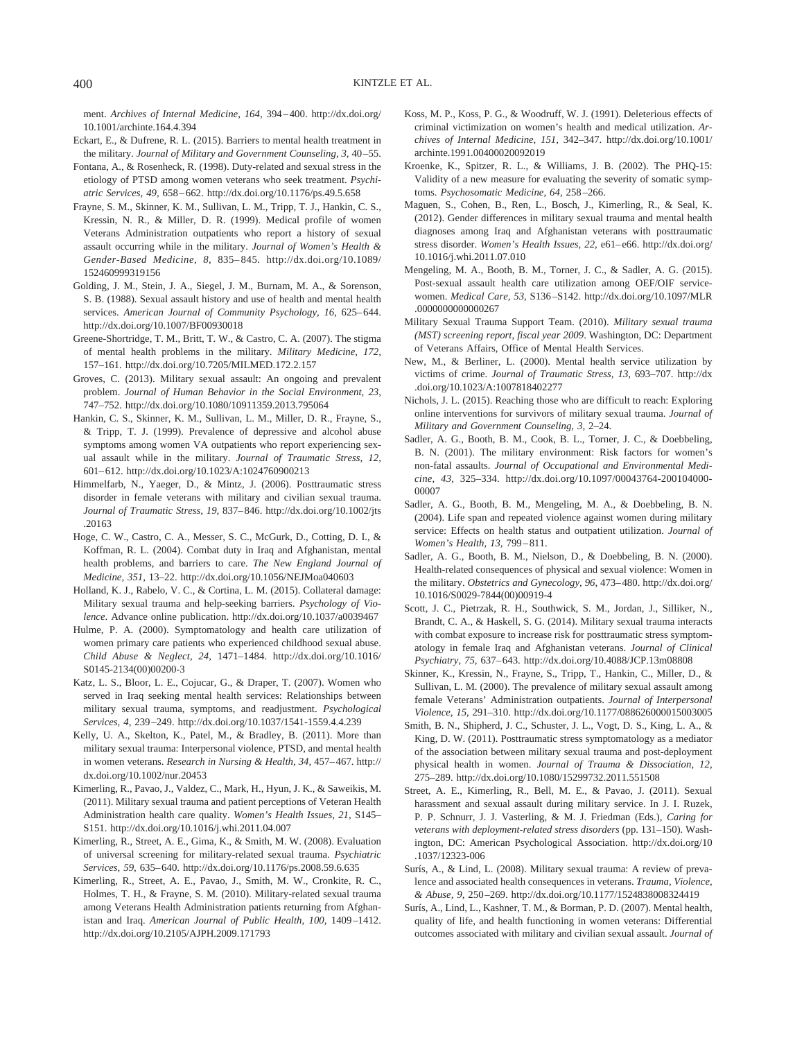ment. *Archives of Internal Medicine, 164,* 394–400. http://dx.doi.org/10.1001/archinte.164.4.394

Eckart, E., & Dufrene, R. L. (2015). Barriers to mental health treatment in the military. *Journal of Military and Government Counseling, 3,* 40–55.

Fontana, A., & Rosenheck, R. (1998). Duty-related and sexual stress in the etiology of PTSD among women veterans who seek treatment. *Psychiatric Services, 49,* 658–662. http://dx.doi.org/10.1176/ps.49.5.658

Frayne, S. M., Skinner, K. M., Sullivan, L. M., Tripp, T. J., Hankin, C. S., Kressin, N. R., & Miller, D. R. (1999). Medical profile of women Veterans Administration outpatients who report a history of sexual assault occurring while in the military. *Journal of Women's Health & Gender-Based Medicine, 8,* 835–845. http://dx.doi.org/10.1089/152460999319156

Golding, J. M., Stein, J. A., Siegel, J. M., Burnam, M. A., & Sorenson, S. B. (1988). Sexual assault history and use of health and mental health services. *American Journal of Community Psychology, 16,* 625–644. http://dx.doi.org/10.1007/BF00930018

Greene-Shortridge, T. M., Britt, T. W., & Castro, C. A. (2007). The stigma of mental health problems in the military. *Military Medicine, 172,* 157–161. http://dx.doi.org/10.7205/MILMED.172.2.157

Groves, C. (2013). Military sexual assault: An ongoing and prevalent problem. *Journal of Human Behavior in the Social Environment, 23,* 747–752. http://dx.doi.org/10.1080/10911359.2013.795064

Hankin, C. S., Skinner, K. M., Sullivan, L. M., Miller, D. R., Frayne, S., & Tripp, T. J. (1999). Prevalence of depressive and alcohol abuse symptoms among women VA outpatients who report experiencing sexual assault while in the military. *Journal of Traumatic Stress, 12,* 601–612. http://dx.doi.org/10.1023/A:1024760900213

Himmelfarb, N., Yaeger, D., & Mintz, J. (2006). Posttraumatic stress disorder in female veterans with military and civilian sexual trauma. *Journal of Traumatic Stress, 19,* 837–846. http://dx.doi.org/10.1002/jts.20163

Hoge, C. W., Castro, C. A., Messer, S. C., McGurk, D., Cotting, D. I., & Koffman, R. L. (2004). Combat duty in Iraq and Afghanistan, mental health problems, and barriers to care. *The New England Journal of Medicine, 351,* 13–22. http://dx.doi.org/10.1056/NEJMoa040603

Holland, K. J., Rabelo, V. C., & Cortina, L. M. (2015). Collateral damage: Military sexual trauma and help-seeking barriers. *Psychology of Violence.* Advance online publication. http://dx.doi.org/10.1037/a0039467

Hulme, P. A. (2000). Symptomatology and health care utilization of women primary care patients who experienced childhood sexual abuse. *Child Abuse & Neglect, 24,* 1471–1484. http://dx.doi.org/10.1016/S0145-2134(00)00200-3

Katz, L. S., Bloor, L. E., Cojucar, G., & Draper, T. (2007). Women who served in Iraq seeking mental health services: Relationships between military sexual trauma, symptoms, and readjustment. *Psychological Services, 4,* 239–249. http://dx.doi.org/10.1037/1541-1559.4.4.239

Kelly, U. A., Skelton, K., Patel, M., & Bradley, B. (2011). More than military sexual trauma: Interpersonal violence, PTSD, and mental health in women veterans. *Research in Nursing & Health, 34,* 457–467. http://dx.doi.org/10.1002/nur.20453

Kimerling, R., Pavao, J., Valdez, C., Mark, H., Hyun, J. K., & Saweikis, M. (2011). Military sexual trauma and patient perceptions of Veteran Health Administration health care quality. *Women's Health Issues, 21,* S145–S151. http://dx.doi.org/10.1016/j.whi.2011.04.007

Kimerling, R., Street, A. E., Gima, K., & Smith, M. W. (2008). Evaluation of universal screening for military-related sexual trauma. *Psychiatric Services, 59,* 635–640. http://dx.doi.org/10.1176/ps.2008.59.6.635

Kimerling, R., Street, A. E., Pavao, J., Smith, M. W., Cronkite, R. C., Holmes, T. H., & Frayne, S. M. (2010). Military-related sexual trauma among Veterans Health Administration patients returning from Afghanistan and Iraq. *American Journal of Public Health, 100,* 1409–1412. http://dx.doi.org/10.2105/AJPH.2009.171793

Koss, M. P., Koss, P. G., & Woodruff, W. J. (1991). Deleterious effects of criminal victimization on women's health and medical utilization. *Archives of Internal Medicine, 151,* 342–347. http://dx.doi.org/10.1001/archinte.1991.00400020092019

Kroenke, K., Spitzer, R. L., & Williams, J. B. (2002). The PHQ-15: Validity of a new measure for evaluating the severity of somatic symptoms. *Psychosomatic Medicine, 64,* 258–266.

Maguen, S., Cohen, B., Ren, L., Bosch, J., Kimerling, R., & Seal, K. (2012). Gender differences in military sexual trauma and mental health diagnoses among Iraq and Afghanistan veterans with posttraumatic stress disorder. *Women's Health Issues, 22,* e61–e66. http://dx.doi.org/10.1016/j.whi.2011.07.010

Mengeling, M. A., Booth, B. M., Torner, J. C., & Sadler, A. G. (2015). Post-sexual assault health care utilization among OEF/OIF servicewomen. *Medical Care, 53,* S136–S142. http://dx.doi.org/10.1097/MLR.0000000000000267

Military Sexual Trauma Support Team. (2010). *Military sexual trauma (MST) screening report, fiscal year 2009.* Washington, DC: Department of Veterans Affairs, Office of Mental Health Services.

New, M., & Berliner, L. (2000). Mental health service utilization by victims of crime. *Journal of Traumatic Stress, 13,* 693–707. http://dx.doi.org/10.1023/A:1007818402277

Nichols, J. L. (2015). Reaching those who are difficult to reach: Exploring online interventions for survivors of military sexual trauma. *Journal of Military and Government Counseling, 3,* 2–24.

Sadler, A. G., Booth, B. M., Cook, B. L., Torner, J. C., & Doebbeling, B. N. (2001). The military environment: Risk factors for women's non-fatal assaults. *Journal of Occupational and Environmental Medicine, 43,* 325–334. http://dx.doi.org/10.1097/00043764-200104000-00007

Sadler, A. G., Booth, B. M., Mengeling, M. A., & Doebbeling, B. N. (2004). Life span and repeated violence against women during military service: Effects on health status and outpatient utilization. *Journal of Women's Health, 13,* 799–811.

Sadler, A. G., Booth, B. M., Nielson, D., & Doebbeling, B. N. (2000). Health-related consequences of physical and sexual violence: Women in the military. *Obstetrics and Gynecology, 96,* 473–480. http://dx.doi.org/10.1016/S0029-7844(00)00919-4

Scott, J. C., Pietrzak, R. H., Southwick, S. M., Jordan, J., Silliker, N., Brandt, C. A., & Haskell, S. G. (2014). Military sexual trauma interacts with combat exposure to increase risk for posttraumatic stress symptomatology in female Iraq and Afghanistan veterans. *Journal of Clinical Psychiatry, 75,* 637–643. http://dx.doi.org/10.4088/JCP.13m08808

Skinner, K., Kressin, N., Frayne, S., Tripp, T., Hankin, C., Miller, D., & Sullivan, L. M. (2000). The prevalence of military sexual assault among female Veterans' Administration outpatients. *Journal of Interpersonal Violence, 15,* 291–310. http://dx.doi.org/10.1177/088626000015003005

Smith, B. N., Shipherd, J. C., Schuster, J. L., Vogt, D. S., King, L. A., & King, D. W. (2011). Posttraumatic stress symptomatology as a mediator of the association between military sexual trauma and post-deployment physical health in women. *Journal of Trauma & Dissociation, 12,* 275–289. http://dx.doi.org/10.1080/15299732.2011.551508

Street, A. E., Kimerling, R., Bell, M. E., & Pavao, J. (2011). Sexual harassment and sexual assault during military service. In J. I. Ruzek, P. P. Schnurr, J. J. Vasterling, & M. J. Friedman (Eds.), *Caring for veterans with deployment-related stress disorders* (pp. 131–150). Washington, DC: American Psychological Association. http://dx.doi.org/10.1037/12323-006

Surís, A., & Lind, L. (2008). Military sexual trauma: A review of prevalence and associated health consequences in veterans. *Trauma, Violence, & Abuse, 9,* 250–269. http://dx.doi.org/10.1177/1524838008324419

Surís, A., Lind, L., Kashner, T. M., & Borman, P. D. (2007). Mental health, quality of life, and health functioning in women veterans: Differential outcomes associated with military and civilian sexual assault. *Journal of*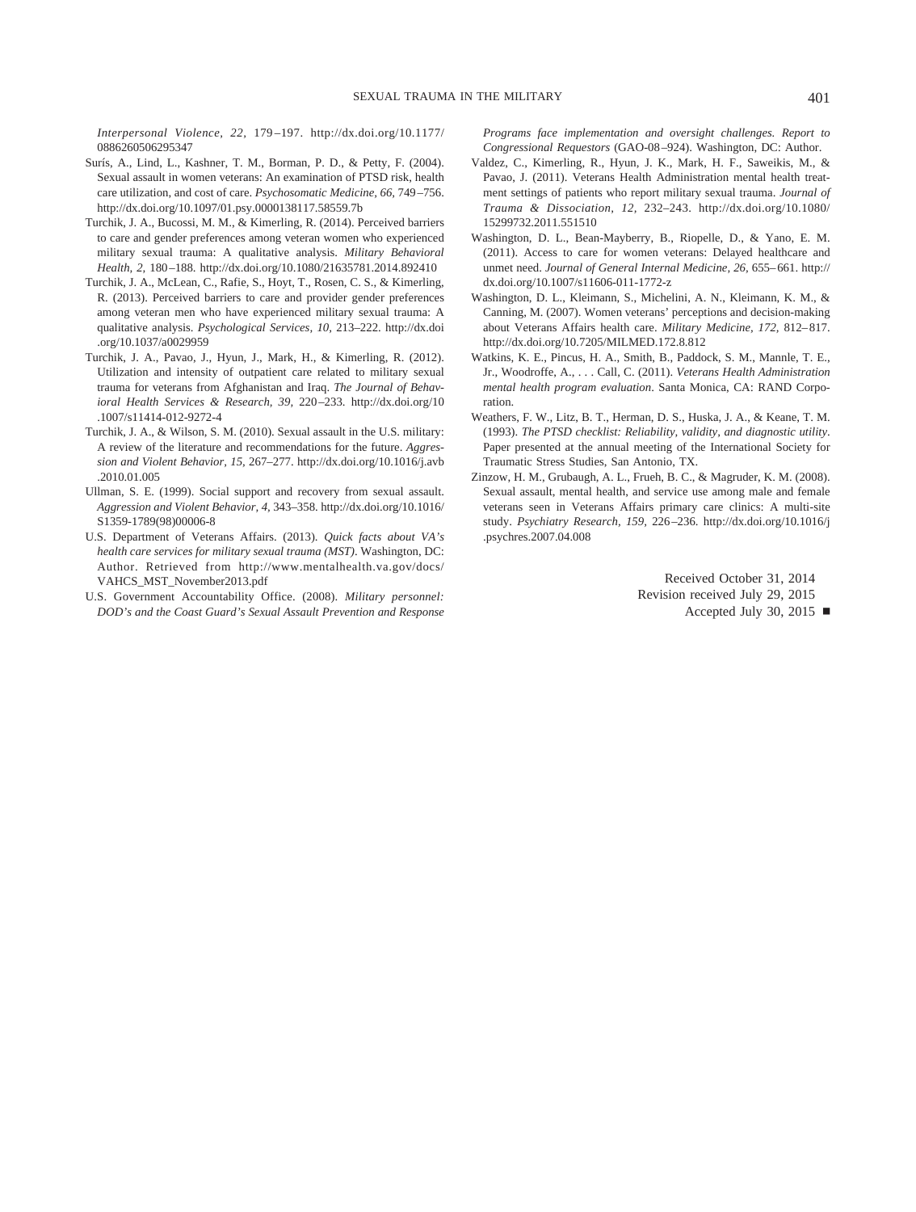*Interpersonal Violence, 22*, 179–197. http://dx.doi.org/10.1177/0886260506295347

Surís, A., Lind, L., Kashner, T. M., Borman, P. D., & Petty, F. (2004). Sexual assault in women veterans: An examination of PTSD risk, health care utilization, and cost of care. *Psychosomatic Medicine, 66*, 749–756. http://dx.doi.org/10.1097/01.psy.0000138117.58559.7b

Turchik, J. A., Bucossi, M. M., & Kimerling, R. (2014). Perceived barriers to care and gender preferences among veteran women who experienced military sexual trauma: A qualitative analysis. *Military Behavioral Health, 2*, 180–188. http://dx.doi.org/10.1080/21635781.2014.892410

Turchik, J. A., McLean, C., Rafie, S., Hoyt, T., Rosen, C. S., & Kimerling, R. (2013). Perceived barriers to care and provider gender preferences among veteran men who have experienced military sexual trauma: A qualitative analysis. *Psychological Services, 10*, 213–222. http://dx.doi.org/10.1037/a0029959

Turchik, J. A., Pavao, J., Hyun, J., Mark, H., & Kimerling, R. (2012). Utilization and intensity of outpatient care related to military sexual trauma for veterans from Afghanistan and Iraq. *The Journal of Behavioral Health Services & Research, 39*, 220–233. http://dx.doi.org/10.1007/s11414-012-9272-4

Turchik, J. A., & Wilson, S. M. (2010). Sexual assault in the U.S. military: A review of the literature and recommendations for the future. *Aggression and Violent Behavior, 15*, 267–277. http://dx.doi.org/10.1016/j.avb.2010.01.005

Ullman, S. E. (1999). Social support and recovery from sexual assault. *Aggression and Violent Behavior, 4*, 343–358. http://dx.doi.org/10.1016/S1359-1789(98)00006-8

U.S. Department of Veterans Affairs. (2013). *Quick facts about VA's health care services for military sexual trauma (MST)*. Washington, DC: Author. Retrieved from http://www.mentalhealth.va.gov/docs/VAHCS_MST_November2013.pdf

U.S. Government Accountability Office. (2008). *Military personnel: DOD's and the Coast Guard's Sexual Assault Prevention and Response Programs face implementation and oversight challenges. Report to Congressional Requestors* (GAO-08–924). Washington, DC: Author.

Valdez, C., Kimerling, R., Hyun, J. K., Mark, H. F., Saweikis, M., & Pavao, J. (2011). Veterans Health Administration mental health treatment settings of patients who report military sexual trauma. *Journal of Trauma & Dissociation, 12*, 232–243. http://dx.doi.org/10.1080/15299732.2011.551510

Washington, D. L., Bean-Mayberry, B., Riopelle, D., & Yano, E. M. (2011). Access to care for women veterans: Delayed healthcare and unmet need. *Journal of General Internal Medicine, 26*, 655–661. http://dx.doi.org/10.1007/s11606-011-1772-z

Washington, D. L., Kleimann, S., Michelini, A. N., Kleimann, K. M., & Canning, M. (2007). Women veterans' perceptions and decision-making about Veterans Affairs health care. *Military Medicine, 172*, 812–817. http://dx.doi.org/10.7205/MILMED.172.8.812

Watkins, K. E., Pincus, H. A., Smith, B., Paddock, S. M., Mannle, T. E., Jr., Woodroffe, A., . . . Call, C. (2011). *Veterans Health Administration mental health program evaluation*. Santa Monica, CA: RAND Corporation.

Weathers, F. W., Litz, B. T., Herman, D. S., Huska, J. A., & Keane, T. M. (1993). *The PTSD checklist: Reliability, validity, and diagnostic utility*. Paper presented at the annual meeting of the International Society for Traumatic Stress Studies, San Antonio, TX.

Zinzow, H. M., Grubaugh, A. L., Frueh, B. C., & Magruder, K. M. (2008). Sexual assault, mental health, and service use among male and female veterans seen in Veterans Affairs primary care clinics: A multi-site study. *Psychiatry Research, 159*, 226–236. http://dx.doi.org/10.1016/j.psychres.2007.04.008

Received October 31, 2014
Revision received July 29, 2015
Accepted July 30, 2015 ■